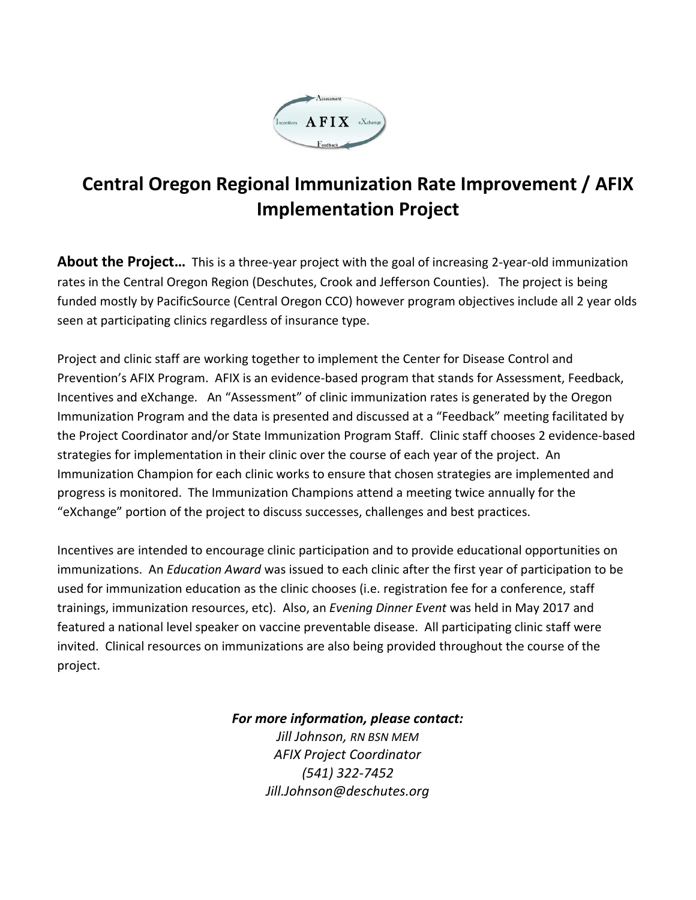# Central Oregon Regional Immunization Rate Improvement / AFIX Implementation Project

**About the Project…** This is a three-year project with the goal of increasing 2-year-old immunization rates in the Central Oregon Region (Deschutes, Crook and Jefferson Counties). The project is being funded mostly by PacificSource (Central Oregon CCO) however program objectives include all 2 year olds seen at participating clinics regardless of insurance type.

Project and clinic staff are working together to implement the Center for Disease Control and Prevention's AFIX Program. AFIX is an evidence-based program that stands for Assessment, Feedback, Incentives and eXchange. An "Assessment" of clinic immunization rates is generated by the Oregon Immunization Program and the data is presented and discussed at a "Feedback" meeting facilitated by the Project Coordinator and/or State Immunization Program Staff. Clinic staff chooses 2 evidence-based strategies for implementation in their clinic over the course of each year of the project. An Immunization Champion for each clinic works to ensure that chosen strategies are implemented and progress is monitored. The Immunization Champions attend a meeting twice annually for the "eXchange" portion of the project to discuss successes, challenges and best practices.

Incentives are intended to encourage clinic participation and to provide educational opportunities on immunizations. An *Education Award* was issued to each clinic after the first year of participation to be used for immunization education as the clinic chooses (i.e. registration fee for a conference, staff trainings, immunization resources, etc). Also, an *Evening Dinner Event* was held in May 2017 and featured a national level speaker on vaccine preventable disease. All participating clinic staff were invited. Clinical resources on immunizations are also being provided throughout the course of the project.

***For more information, please contact:***

*Jill Johnson, RN BSN MEM*
*AFIX Project Coordinator*
*(541) 322-7452*
*Jill.Johnson@deschutes.org*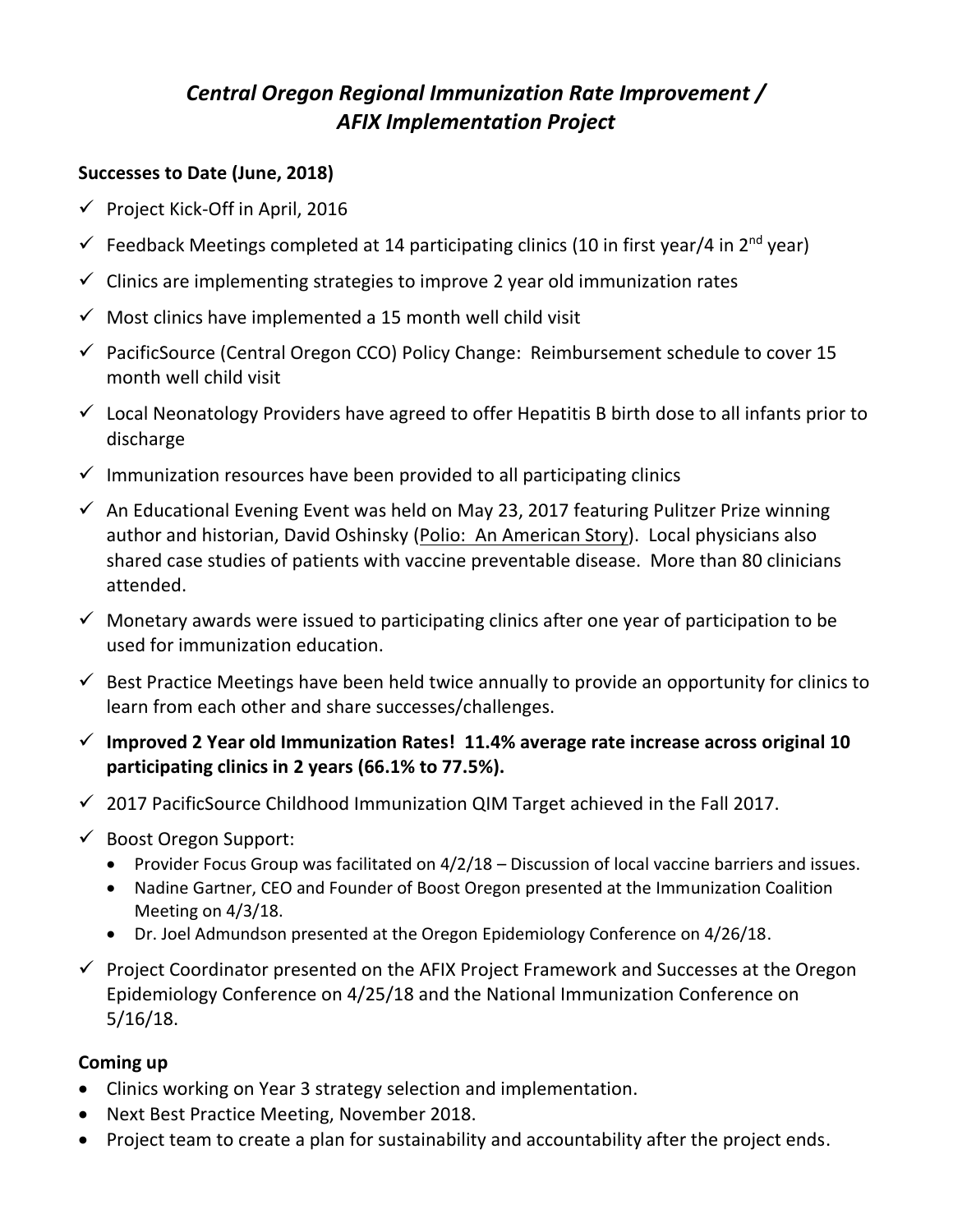# *Central Oregon Regional Immunization Rate Improvement / AFIX Implementation Project*

## Successes to Date (June, 2018)

- ✓ Project Kick-Off in April, 2016
- ✓ Feedback Meetings completed at 14 participating clinics (10 in first year/4 in 2nd year)
- ✓ Clinics are implementing strategies to improve 2 year old immunization rates
- ✓ Most clinics have implemented a 15 month well child visit
- ✓ PacificSource (Central Oregon CCO) Policy Change: Reimbursement schedule to cover 15 month well child visit
- ✓ Local Neonatology Providers have agreed to offer Hepatitis B birth dose to all infants prior to discharge
- ✓ Immunization resources have been provided to all participating clinics
- ✓ An Educational Evening Event was held on May 23, 2017 featuring Pulitzer Prize winning author and historian, David Oshinsky (Polio: An American Story). Local physicians also shared case studies of patients with vaccine preventable disease. More than 80 clinicians attended.
- ✓ Monetary awards were issued to participating clinics after one year of participation to be used for immunization education.
- ✓ Best Practice Meetings have been held twice annually to provide an opportunity for clinics to learn from each other and share successes/challenges.
- ✓ **Improved 2 Year old Immunization Rates! 11.4% average rate increase across original 10 participating clinics in 2 years (66.1% to 77.5%).**
- ✓ 2017 PacificSource Childhood Immunization QIM Target achieved in the Fall 2017.
- ✓ Boost Oregon Support:
  - Provider Focus Group was facilitated on 4/2/18 – Discussion of local vaccine barriers and issues.
  - Nadine Gartner, CEO and Founder of Boost Oregon presented at the Immunization Coalition Meeting on 4/3/18.
  - Dr. Joel Admundson presented at the Oregon Epidemiology Conference on 4/26/18.
- ✓ Project Coordinator presented on the AFIX Project Framework and Successes at the Oregon Epidemiology Conference on 4/25/18 and the National Immunization Conference on 5/16/18.

## Coming up

- Clinics working on Year 3 strategy selection and implementation.
- Next Best Practice Meeting, November 2018.
- Project team to create a plan for sustainability and accountability after the project ends.